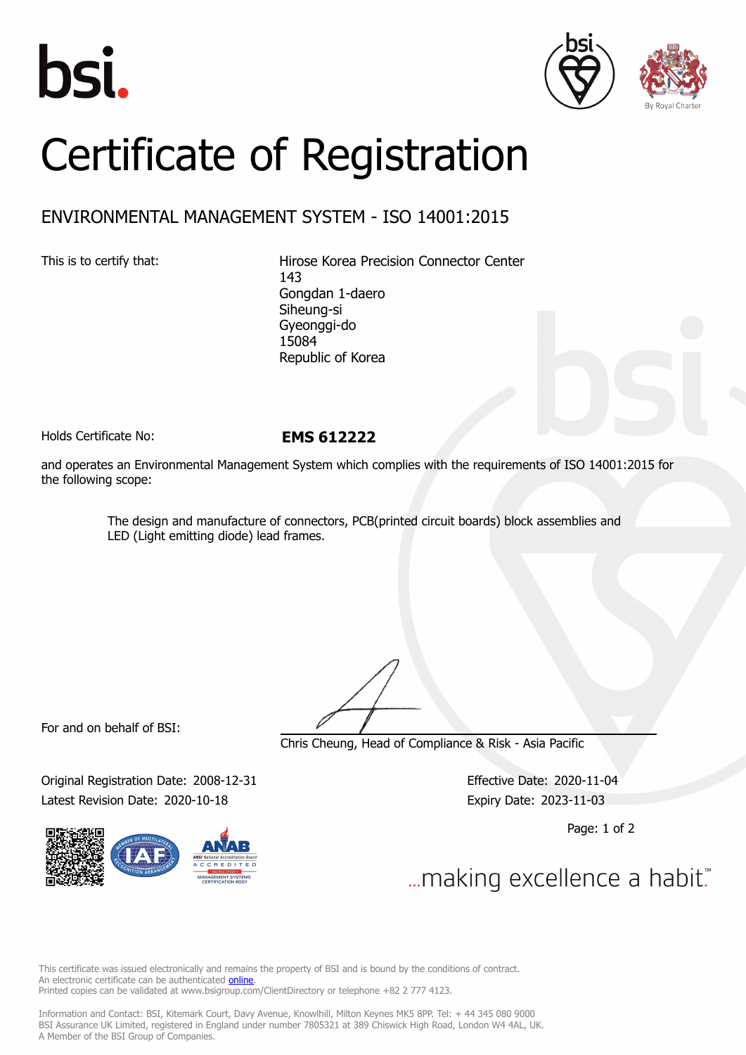# Certificate of Registration

## ENVIRONMENTAL MANAGEMENT SYSTEM - ISO 14001:2015

This is to certify that:

Hirose Korea Precision Connector Center
143
Gongdan 1-daero
Siheung-si
Gyeonggi-do
15084
Republic of Korea

Holds Certificate No: **EMS 612222**

and operates an Environmental Management System which complies with the requirements of ISO 14001:2015 for the following scope:

> The design and manufacture of connectors, PCB(printed circuit boards) block assemblies and LED (Light emitting diode) lead frames.

For and on behalf of BSI:

Chris Cheung, Head of Compliance & Risk - Asia Pacific

Original Registration Date: 2008-12-31

Latest Revision Date: 2020-10-18

Effective Date: 2020-11-04

Expiry Date: 2023-11-03

...making excellence a habit.™

This certificate was issued electronically and remains the property of BSI and is bound by the conditions of contract.
An electronic certificate can be authenticated online.
Printed copies can be validated at www.bsigroup.com/ClientDirectory or telephone +82 2 777 4123.

Information and Contact: BSI, Kitemark Court, Davy Avenue, Knowlhill, Milton Keynes MK5 8PP. Tel: + 44 345 080 9000
BSI Assurance UK Limited, registered in England under number 7805321 at 389 Chiswick High Road, London W4 4AL, UK.
A Member of the BSI Group of Companies.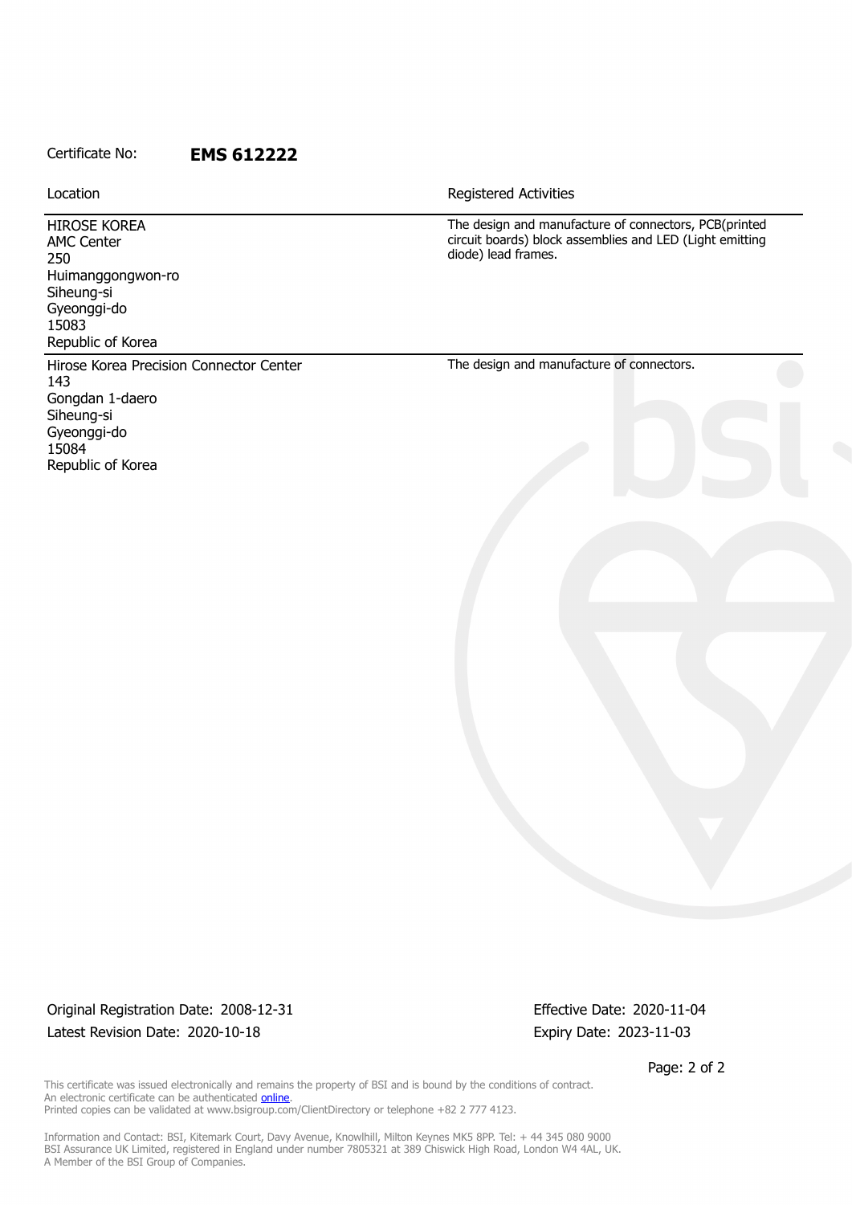Certificate No: **EMS 612222**

| Location | Registered Activities |
| --- | --- |
| HIROSE KOREA<br>AMC Center<br>250<br>Huimanggongwon-ro<br>Siheung-si<br>Gyeonggi-do<br>15083<br>Republic of Korea | The design and manufacture of connectors, PCB(printed circuit boards) block assemblies and LED (Light emitting diode) lead frames. |
| Hirose Korea Precision Connector Center<br>143<br>Gongdan 1-daero<br>Siheung-si<br>Gyeonggi-do<br>15084<br>Republic of Korea | The design and manufacture of connectors. |

Original Registration Date: 2008-12-31

Latest Revision Date: 2020-10-18

Effective Date: 2020-11-04

Expiry Date: 2023-11-03

This certificate was issued electronically and remains the property of BSI and is bound by the conditions of contract.
An electronic certificate can be authenticated online.
Printed copies can be validated at www.bsigroup.com/ClientDirectory or telephone +82 2 777 4123.

Information and Contact: BSI, Kitemark Court, Davy Avenue, Knowlhill, Milton Keynes MK5 8PP. Tel: + 44 345 080 9000
BSI Assurance UK Limited, registered in England under number 7805321 at 389 Chiswick High Road, London W4 4AL, UK.
A Member of the BSI Group of Companies.